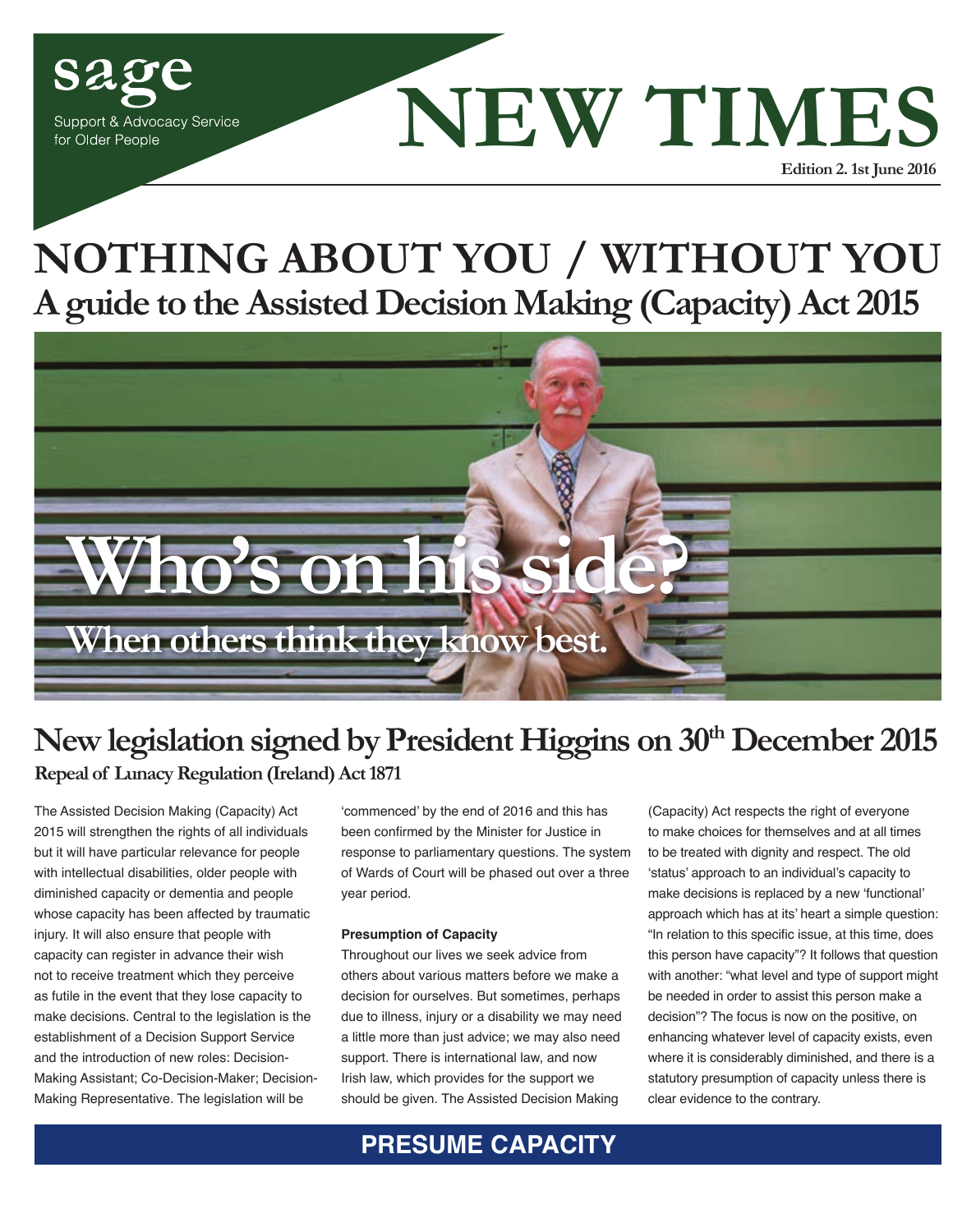sage

Support & Advocacy Service for Older People

# NEW TIMES

**Edition 2. 1st June 2016**

# NOTHING ABOUT YOU / WITHOUT YOU

## A guide to the Assisted Decision Making (Capacity) Act 2015

**Who's on his side?**

**When others think they know best.**

## New legislation signed by President Higgins on 30th December 2015

**Repeal of Lunacy Regulation (Ireland) Act 1871**

The Assisted Decision Making (Capacity) Act 2015 will strengthen the rights of all individuals but it will have particular relevance for people with intellectual disabilities, older people with diminished capacity or dementia and people whose capacity has been affected by traumatic injury. It will also ensure that people with capacity can register in advance their wish not to receive treatment which they perceive as futile in the event that they lose capacity to make decisions. Central to the legislation is the establishment of a Decision Support Service and the introduction of new roles: Decision-Making Assistant; Co-Decision-Maker; Decision-Making Representative. The legislation will be 'commenced' by the end of 2016 and this has been confirmed by the Minister for Justice in response to parliamentary questions. The system of Wards of Court will be phased out over a three year period.

**Presumption of Capacity**

Throughout our lives we seek advice from others about various matters before we make a decision for ourselves. But sometimes, perhaps due to illness, injury or a disability we may need a little more than just advice; we may also need support. There is international law, and now Irish law, which provides for the support we should be given. The Assisted Decision Making (Capacity) Act respects the right of everyone to make choices for themselves and at all times to be treated with dignity and respect. The old 'status' approach to an individual's capacity to make decisions is replaced by a new 'functional' approach which has at its' heart a simple question: "In relation to this specific issue, at this time, does this person have capacity"? It follows that question with another: "what level and type of support might be needed in order to assist this person make a decision"? The focus is now on the positive, on enhancing whatever level of capacity exists, even where it is considerably diminished, and there is a statutory presumption of capacity unless there is clear evidence to the contrary.

**PRESUME CAPACITY**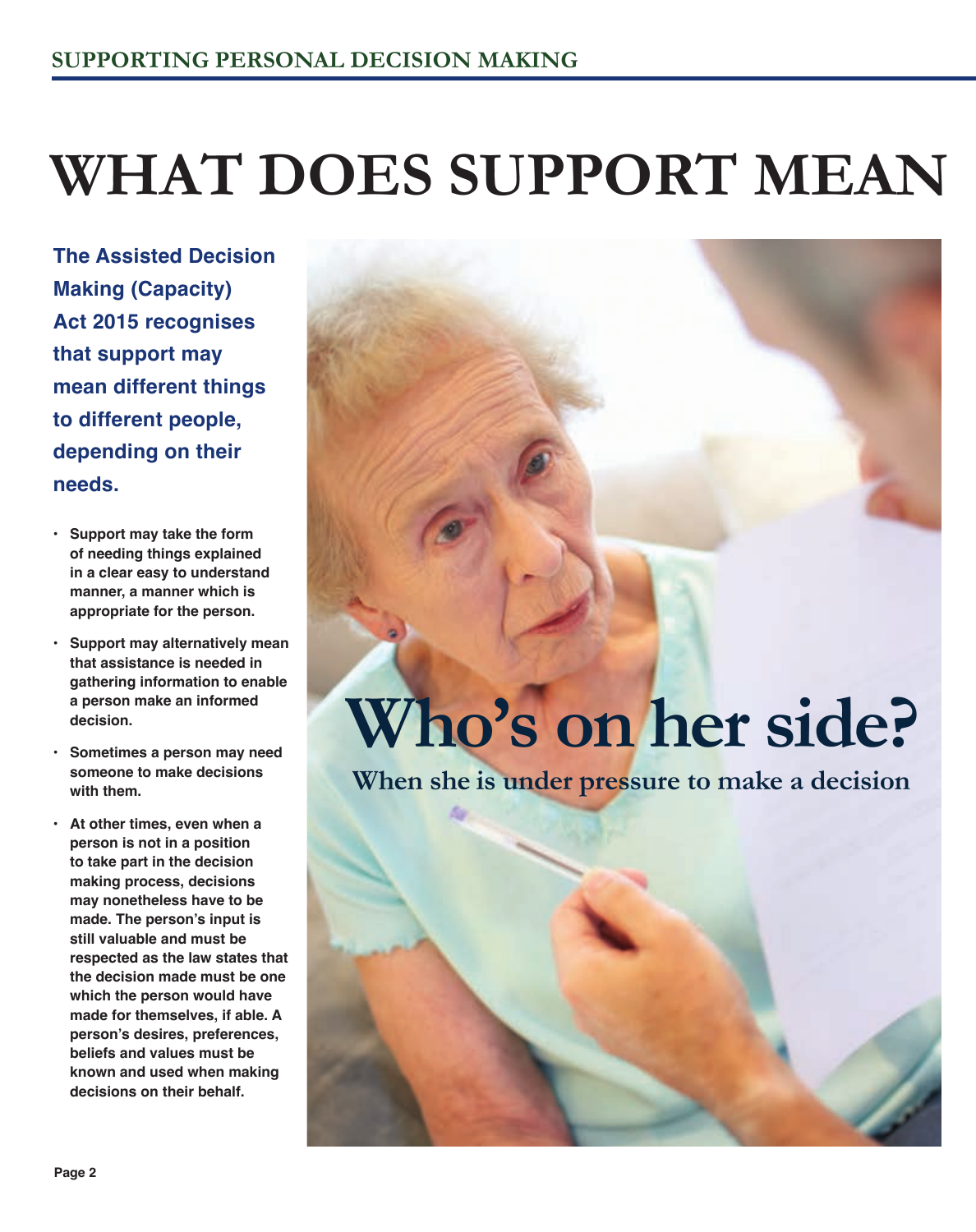# WHAT DOES SUPPORT MEAN

**The Assisted Decision Making (Capacity) Act 2015 recognises that support may mean different things to different people, depending on their needs.**

- **Support may take the form of needing things explained in a clear easy to understand manner, a manner which is appropriate for the person.**
- **Support may alternatively mean that assistance is needed in gathering information to enable a person make an informed decision.**
- **Sometimes a person may need someone to make decisions with them.**
- **At other times, even when a person is not in a position to take part in the decision making process, decisions may nonetheless have to be made. The person's input is still valuable and must be respected as the law states that the decision made must be one which the person would have made for themselves, if able. A person's desires, preferences, beliefs and values must be known and used when making decisions on their behalf.**

## Who's on her side?

**When she is under pressure to make a decision**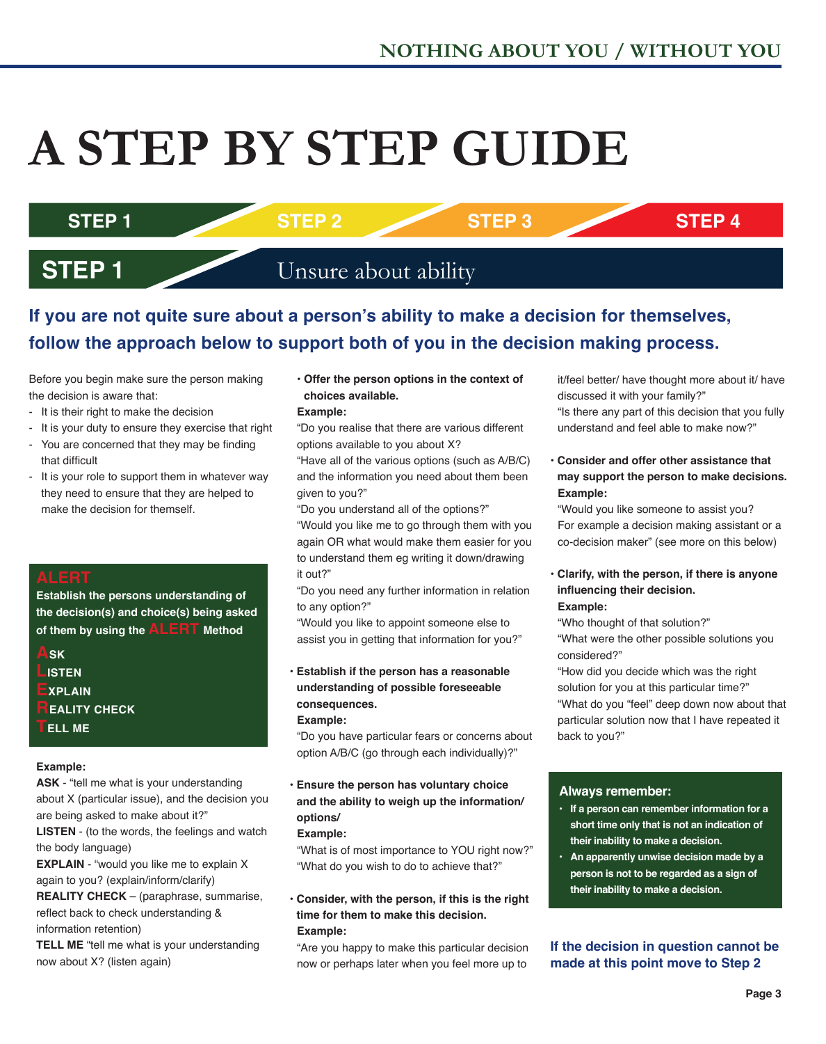# A STEP BY STEP GUIDE

STEP 1 | STEP 2 | STEP 3 | STEP 4

## STEP 1 Unsure about ability

**If you are not quite sure about a person's ability to make a decision for themselves, follow the approach below to support both of you in the decision making process.**

Before you begin make sure the person making the decision is aware that:

- It is their right to make the decision
- It is your duty to ensure they exercise that right
- You are concerned that they may be finding that difficult
- It is your role to support them in whatever way they need to ensure that they are helped to make the decision for themself.

**ALERT**

**Establish the persons understanding of the decision(s) and choice(s) being asked of them by using the ALERT Method**

**A**SK
**L**ISTEN
**E**XPLAIN
**R**EALITY CHECK
**T**ELL ME

**Example:**

**ASK** - "tell me what is your understanding about X (particular issue), and the decision you are being asked to make about it?"

**LISTEN** - (to the words, the feelings and watch the body language)

**EXPLAIN** - "would you like me to explain X again to you? (explain/inform/clarify)

**REALITY CHECK** – (paraphrase, summarise, reflect back to check understanding & information retention)

**TELL ME** "tell me what is your understanding now about X? (listen again)

- **Offer the person options in the context of choices available.**
  **Example:**
  "Do you realise that there are various different options available to you about X?
  "Have all of the various options (such as A/B/C) and the information you need about them been given to you?"
  "Do you understand all of the options?"
  "Would you like me to go through them with you again OR what would make them easier for you to understand them eg writing it down/drawing it out?"
  "Do you need any further information in relation to any option?"
  "Would you like to appoint someone else to assist you in getting that information for you?"

- **Establish if the person has a reasonable understanding of possible foreseeable consequences.**
  **Example:**
  "Do you have particular fears or concerns about option A/B/C (go through each individually)?"

- **Ensure the person has voluntary choice and the ability to weigh up the information/ options/**
  **Example:**
  "What is of most importance to YOU right now?"
  "What do you wish to do to achieve that?"

- **Consider, with the person, if this is the right time for them to make this decision.**
  **Example:**
  "Are you happy to make this particular decision now or perhaps later when you feel more up to it/feel better/ have thought more about it/ have discussed it with your family?"
  "Is there any part of this decision that you fully understand and feel able to make now?"

- **Consider and offer other assistance that may support the person to make decisions.**
  **Example:**
  "Would you like someone to assist you? For example a decision making assistant or a co-decision maker" (see more on this below)

- **Clarify, with the person, if there is anyone influencing their decision.**
  **Example:**
  "Who thought of that solution?"
  "What were the other possible solutions you considered?"
  "How did you decide which was the right solution for you at this particular time?"
  "What do you "feel" deep down now about that particular solution now that I have repeated it back to you?"

**Always remember:**

- **If a person can remember information for a short time only that is not an indication of their inability to make a decision.**
- **An apparently unwise decision made by a person is not to be regarded as a sign of their inability to make a decision.**

**If the decision in question cannot be made at this point move to Step 2**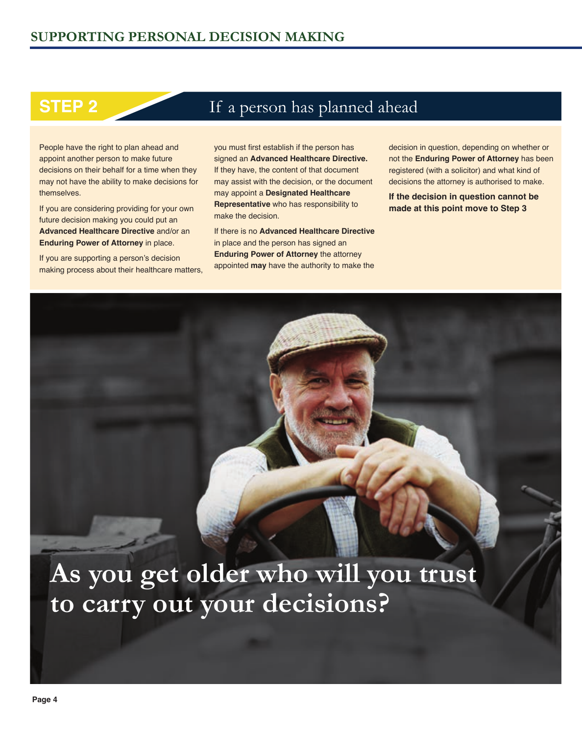## STEP 2 If a person has planned ahead

People have the right to plan ahead and appoint another person to make future decisions on their behalf for a time when they may not have the ability to make decisions for themselves.

If you are considering providing for your own future decision making you could put an **Advanced Healthcare Directive** and/or an **Enduring Power of Attorney** in place.

If you are supporting a person's decision making process about their healthcare matters, you must first establish if the person has signed an **Advanced Healthcare Directive.** If they have, the content of that document may assist with the decision, or the document may appoint a **Designated Healthcare Representative** who has responsibility to make the decision.

If there is no **Advanced Healthcare Directive** in place and the person has signed an **Enduring Power of Attorney** the attorney appointed **may** have the authority to make the decision in question, depending on whether or not the **Enduring Power of Attorney** has been registered (with a solicitor) and what kind of decisions the attorney is authorised to make.

**If the decision in question cannot be made at this point move to Step 3**

# As you get older who will you trust to carry out your decisions?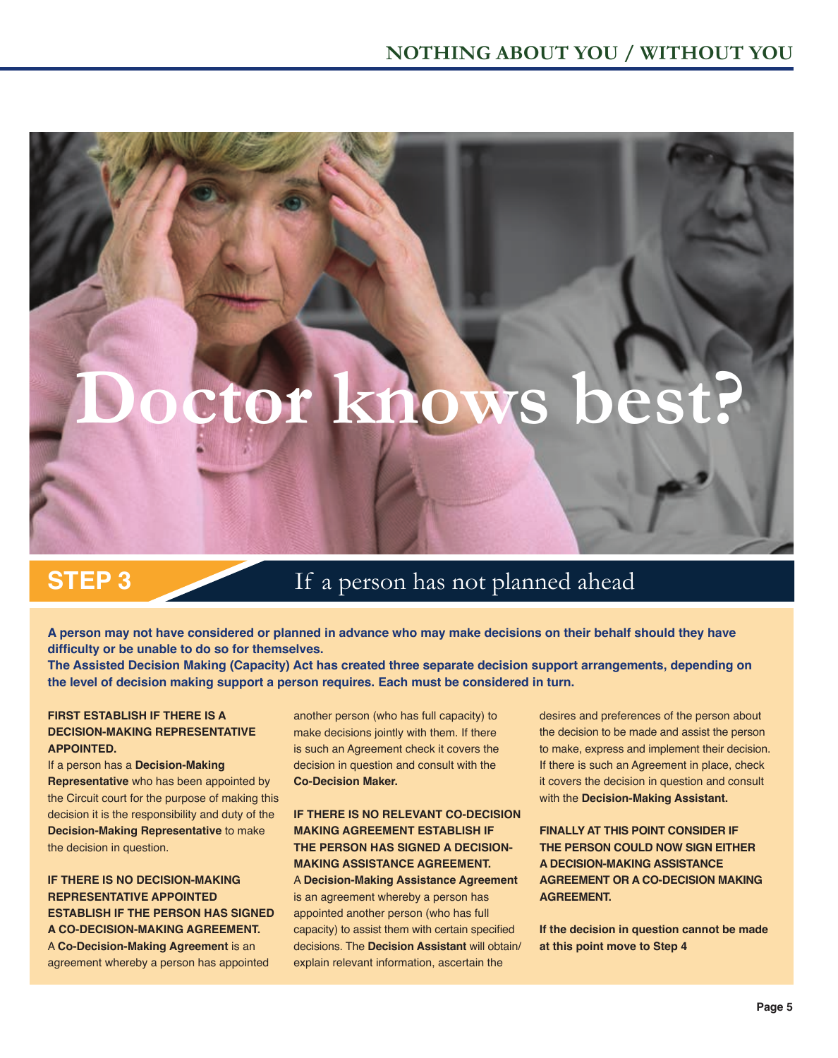# Doctor knows best?

## STEP 3 If a person has not planned ahead

**A person may not have considered or planned in advance who may make decisions on their behalf should they have difficulty or be unable to do so for themselves.**

**The Assisted Decision Making (Capacity) Act has created three separate decision support arrangements, depending on the level of decision making support a person requires. Each must be considered in turn.**

**FIRST ESTABLISH IF THERE IS A DECISION-MAKING REPRESENTATIVE APPOINTED.**

If a person has a **Decision-Making Representative** who has been appointed by the Circuit court for the purpose of making this decision it is the responsibility and duty of the **Decision-Making Representative** to make the decision in question.

**IF THERE IS NO DECISION-MAKING REPRESENTATIVE APPOINTED ESTABLISH IF THE PERSON HAS SIGNED A CO-DECISION-MAKING AGREEMENT.**

A **Co-Decision-Making Agreement** is an agreement whereby a person has appointed another person (who has full capacity) to make decisions jointly with them. If there is such an Agreement check it covers the decision in question and consult with the **Co-Decision Maker.**

**IF THERE IS NO RELEVANT CO-DECISION MAKING AGREEMENT ESTABLISH IF THE PERSON HAS SIGNED A DECISION-MAKING ASSISTANCE AGREEMENT.**

A **Decision-Making Assistance Agreement** is an agreement whereby a person has appointed another person (who has full capacity) to assist them with certain specified decisions. The **Decision Assistant** will obtain/explain relevant information, ascertain the desires and preferences of the person about the decision to be made and assist the person to make, express and implement their decision. If there is such an Agreement in place, check it covers the decision in question and consult with the **Decision-Making Assistant.**

**FINALLY AT THIS POINT CONSIDER IF THE PERSON COULD NOW SIGN EITHER A DECISION-MAKING ASSISTANCE AGREEMENT OR A CO-DECISION MAKING AGREEMENT.**

**If the decision in question cannot be made at this point move to Step 4**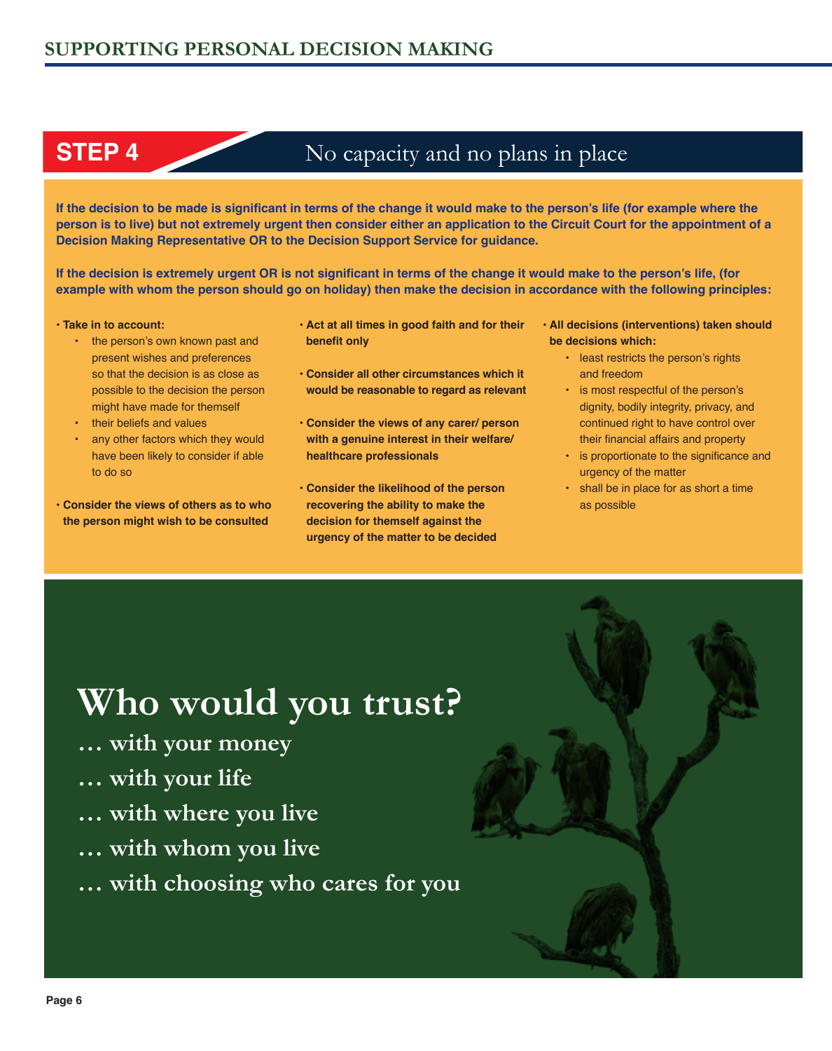## STEP 4 No capacity and no plans in place

**If the decision to be made is significant in terms of the change it would make to the person's life (for example where the person is to live) but not extremely urgent then consider either an application to the Circuit Court for the appointment of a Decision Making Representative OR to the Decision Support Service for guidance.**

**If the decision is extremely urgent OR is not significant in terms of the change it would make to the person's life, (for example with whom the person should go on holiday) then make the decision in accordance with the following principles:**

- **Take in to account:**
  - the person's own known past and present wishes and preferences so that the decision is as close as possible to the decision the person might have made for themself
  - their beliefs and values
  - any other factors which they would have been likely to consider if able to do so
- **Consider the views of others as to who the person might wish to be consulted**
- **Act at all times in good faith and for their benefit only**
- **Consider all other circumstances which it would be reasonable to regard as relevant**
- **Consider the views of any carer/ person with a genuine interest in their welfare/ healthcare professionals**
- **Consider the likelihood of the person recovering the ability to make the decision for themself against the urgency of the matter to be decided**
- **All decisions (interventions) taken should be decisions which:**
  - least restricts the person's rights and freedom
  - is most respectful of the person's dignity, bodily integrity, privacy, and continued right to have control over their financial affairs and property
  - is proportionate to the significance and urgency of the matter
  - shall be in place for as short a time as possible

# Who would you trust?

**… with your money**

**… with your life**

**… with where you live**

**… with whom you live**

**… with choosing who cares for you**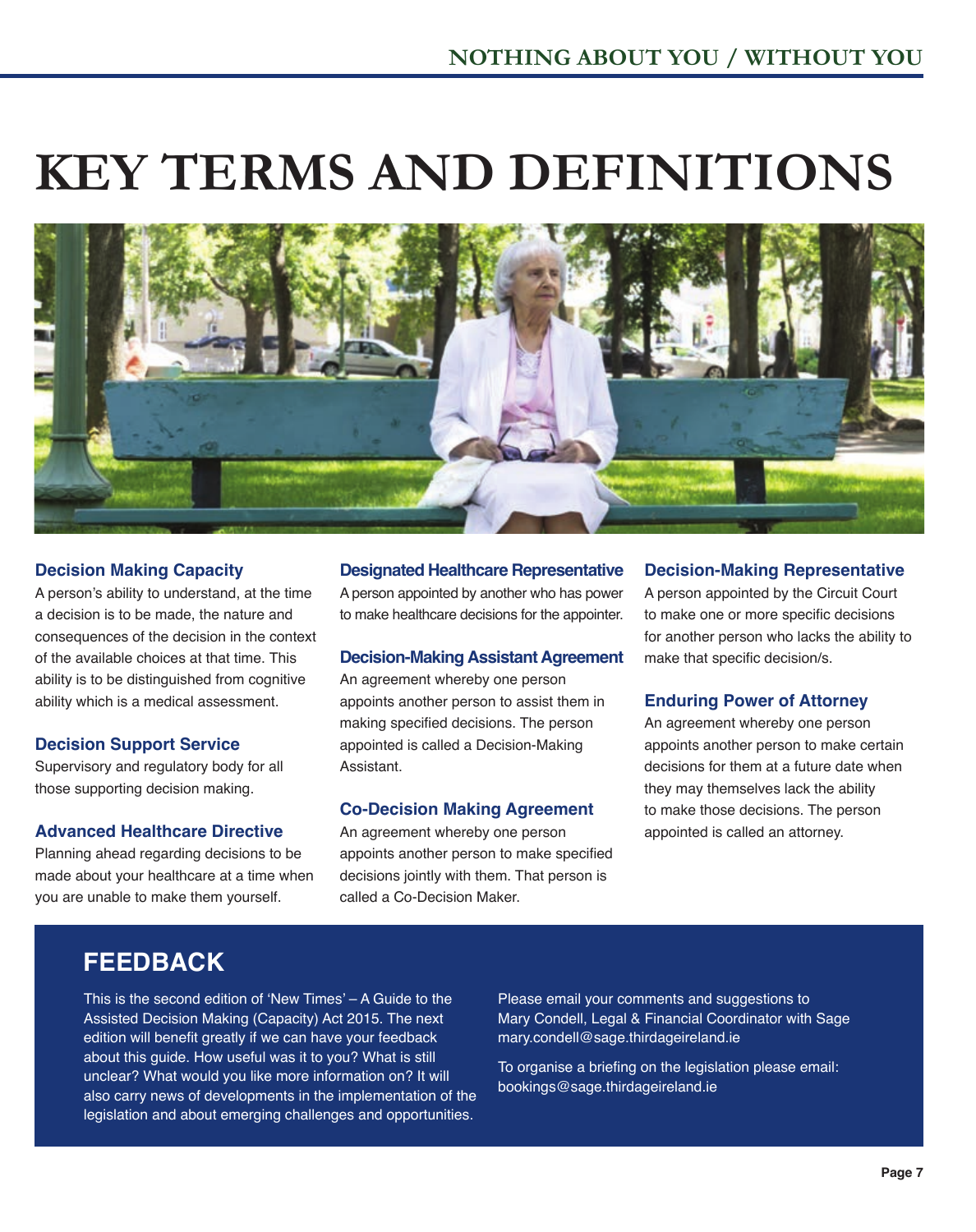# KEY TERMS AND DEFINITIONS

### Decision Making Capacity

A person's ability to understand, at the time a decision is to be made, the nature and consequences of the decision in the context of the available choices at that time. This ability is to be distinguished from cognitive ability which is a medical assessment.

### Decision Support Service

Supervisory and regulatory body for all those supporting decision making.

### Advanced Healthcare Directive

Planning ahead regarding decisions to be made about your healthcare at a time when you are unable to make them yourself.

### Designated Healthcare Representative

A person appointed by another who has power to make healthcare decisions for the appointer.

### Decision-Making Assistant Agreement

An agreement whereby one person appoints another person to assist them in making specified decisions. The person appointed is called a Decision-Making Assistant.

### Co-Decision Making Agreement

An agreement whereby one person appoints another person to make specified decisions jointly with them. That person is called a Co-Decision Maker.

### Decision-Making Representative

A person appointed by the Circuit Court to make one or more specific decisions for another person who lacks the ability to make that specific decision/s.

### Enduring Power of Attorney

An agreement whereby one person appoints another person to make certain decisions for them at a future date when they may themselves lack the ability to make those decisions. The person appointed is called an attorney.

## FEEDBACK

This is the second edition of 'New Times' – A Guide to the Assisted Decision Making (Capacity) Act 2015. The next edition will benefit greatly if we can have your feedback about this guide. How useful was it to you? What is still unclear? What would you like more information on? It will also carry news of developments in the implementation of the legislation and about emerging challenges and opportunities.

Please email your comments and suggestions to Mary Condell, Legal & Financial Coordinator with Sage mary.condell@sage.thirdageireland.ie

To organise a briefing on the legislation please email: bookings@sage.thirdageireland.ie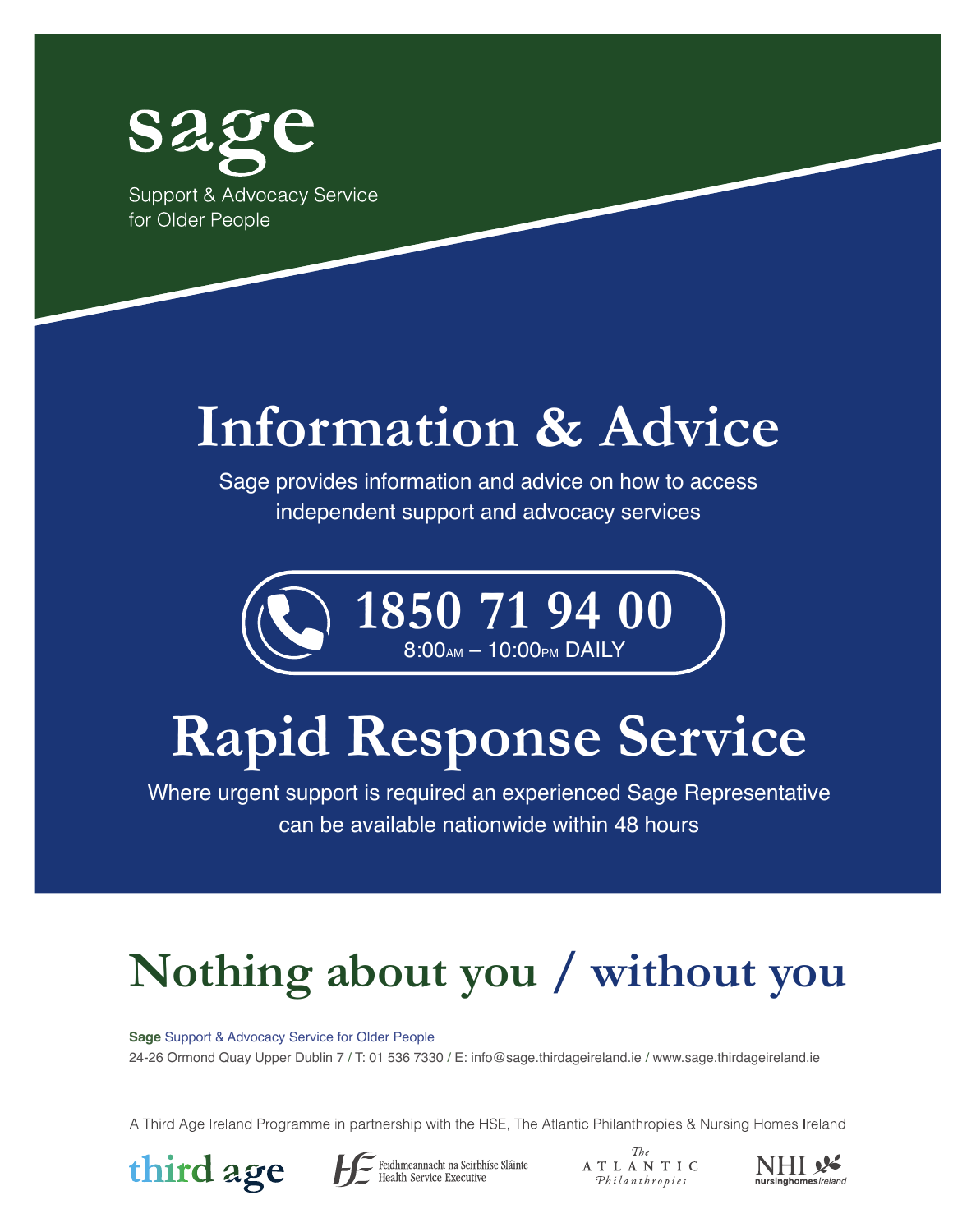# sage

Support & Advocacy Service for Older People

## Information & Advice

Sage provides information and advice on how to access independent support and advocacy services

**1850 71 94 00**

8:00AM – 10:00PM DAILY

## Rapid Response Service

Where urgent support is required an experienced Sage Representative can be available nationwide within 48 hours

## Nothing about you / without you

**Sage** Support & Advocacy Service for Older People

24-26 Ormond Quay Upper Dublin 7 / T: 01 536 7330 / E: info@sage.thirdageireland.ie / www.sage.thirdageireland.ie

A Third Age Ireland Programme in partnership with the HSE, The Atlantic Philanthropies & Nursing Homes Ireland

third age

Feidhmeannacht na Seirbhíse Sláinte
Health Service Executive

The ATLANTIC Philanthropies

NHI nursinghomesireland